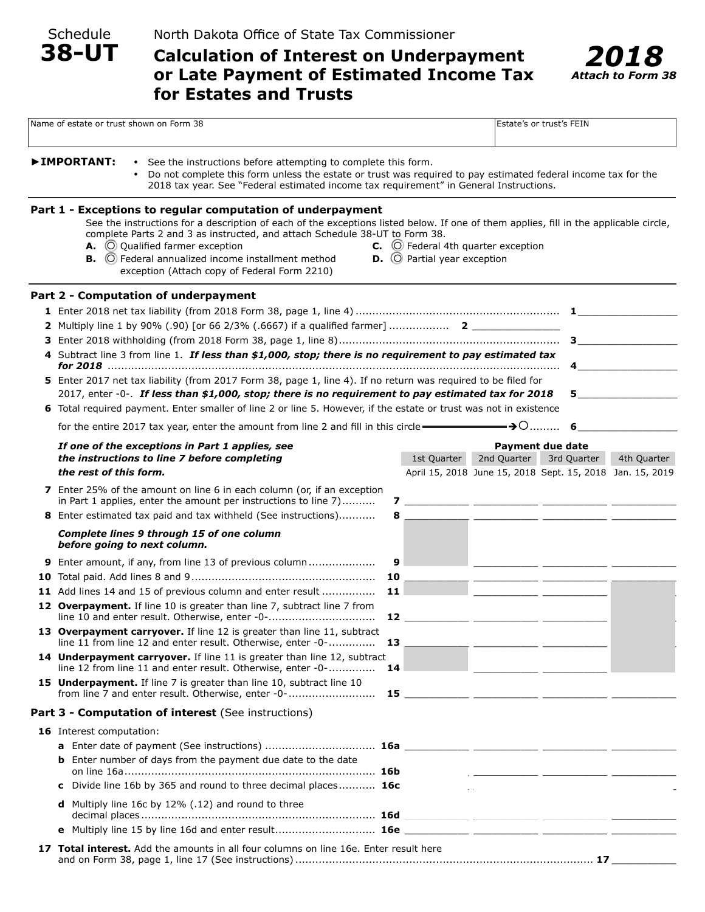Schedule **38-UT**

North Dakota Office of State Tax Commissioner

# Calculation of Interest on Underpayment or Late Payment of Estimated Income Tax for Estates and Trusts

**2018**
***Attach to Form 38***

| Name of estate or trust shown on Form 38 | Estate's or trust's FEIN |
|---|---|
| | |

**►IMPORTANT:**
- See the instructions before attempting to complete this form.
- Do not complete this form unless the estate or trust was required to pay estimated federal income tax for the 2018 tax year. See "Federal estimated income tax requirement" in General Instructions.

## Part 1 - Exceptions to regular computation of underpayment

See the instructions for a description of each of the exceptions listed below. If one of them applies, fill in the applicable circle, complete Parts 2 and 3 as instructed, and attach Schedule 38-UT to Form 38.

**A.** ○ Qualified farmer exception
**B.** ○ Federal annualized income installment method exception (Attach copy of Federal Form 2210)
**C.** ○ Federal 4th quarter exception
**D.** ○ Partial year exception

## Part 2 - Computation of underpayment

**1** Enter 2018 net tax liability (from 2018 Form 38, page 1, line 4) .......... **1** ________

**2** Multiply line 1 by 90% (.90) [or 66 2/3% (.6667) if a qualified farmer] .......... **2** ________

**3** Enter 2018 withholding (from 2018 Form 38, page 1, line 8) .......... **3** ________

**4** Subtract line 3 from line 1. ***If less than $1,000, stop; there is no requirement to pay estimated tax for 2018*** .......... **4** ________

**5** Enter 2017 net tax liability (from 2017 Form 38, page 1, line 4). If no return was required to be filed for 2017, enter -0-. ***If less than $1,000, stop; there is no requirement to pay estimated tax for 2018*** **5** ________

**6** Total required payment. Enter smaller of line 2 or line 5. However, if the estate or trust was not in existence for the entire 2017 tax year, enter the amount from line 2 and fill in this circle ➔ ○ .......... **6** ________

***If one of the exceptions in Part 1 applies, see the instructions to line 7 before completing the rest of this form.***

| | | Payment due date | | | |
|---|---|---|---|---|---|
| | | 1st Quarter | 2nd Quarter | 3rd Quarter | 4th Quarter |
| | | April 15, 2018 | June 15, 2018 | Sept. 15, 2018 | Jan. 15, 2019 |
| **7** Enter 25% of the amount on line 6 in each column (or, if an exception in Part 1 applies, enter the amount per instructions to line 7) .......... | **7** | | | | |
| **8** Enter estimated tax paid and tax withheld (See instructions) .......... | **8** | | | | |
| ***Complete lines 9 through 15 of one column before going to next column.*** | | | | | |
| **9** Enter amount, if any, from line 13 of previous column .......... | **9** | | | | |
| **10** Total paid. Add lines 8 and 9 .......... | **10** | | | | |
| **11** Add lines 14 and 15 of previous column and enter result .......... | **11** | | | | |
| **12** **Overpayment.** If line 10 is greater than line 7, subtract line 7 from line 10 and enter result. Otherwise, enter -0- .......... | **12** | | | | |
| **13** **Overpayment carryover.** If line 12 is greater than line 11, subtract line 11 from line 12 and enter result. Otherwise, enter -0- .......... | **13** | | | | |
| **14** **Underpayment carryover.** If line 11 is greater than line 12, subtract line 12 from line 11 and enter result. Otherwise, enter -0- .......... | **14** | | | | |
| **15** **Underpayment.** If line 7 is greater than line 10, subtract line 10 from line 7 and enter result. Otherwise, enter -0- .......... | **15** | | | | |

## Part 3 - Computation of interest (See instructions)

| | | | | | |
|---|---|---|---|---|---|
| **16** Interest computation: | | | | | |
| **a** Enter date of payment (See instructions) .......... | **16a** | | | | |
| **b** Enter number of days from the payment due date to the date on line 16a .......... | **16b** | | | | |
| **c** Divide line 16b by 365 and round to three decimal places .......... | **16c** | | | | |
| **d** Multiply line 16c by 12% (.12) and round to three decimal places .......... | **16d** | | | | |
| **e** Multiply line 15 by line 16d and enter result .......... | **16e** | | | | |

**17** **Total interest.** Add the amounts in all four columns on line 16e. Enter result here and on Form 38, page 1, line 17 (See instructions) .......... **17** ________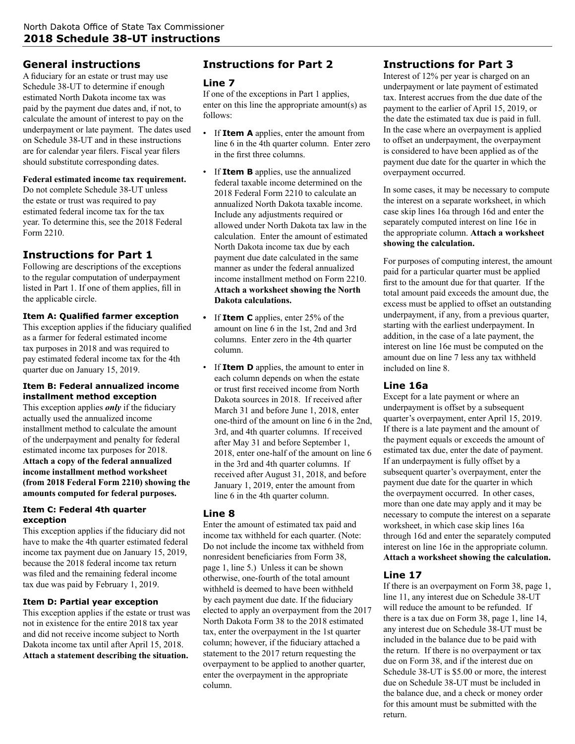North Dakota Office of State Tax Commissioner

# 2018 Schedule 38-UT instructions

## General instructions

A fiduciary for an estate or trust may use Schedule 38-UT to determine if enough estimated North Dakota income tax was paid by the payment due dates and, if not, to calculate the amount of interest to pay on the underpayment or late payment. The dates used on Schedule 38-UT and in these instructions are for calendar year filers. Fiscal year filers should substitute corresponding dates.

**Federal estimated income tax requirement.** Do not complete Schedule 38-UT unless the estate or trust was required to pay estimated federal income tax for the tax year. To determine this, see the 2018 Federal Form 2210.

## Instructions for Part 1

Following are descriptions of the exceptions to the regular computation of underpayment listed in Part 1. If one of them applies, fill in the applicable circle.

### Item A: Qualified farmer exception

This exception applies if the fiduciary qualified as a farmer for federal estimated income tax purposes in 2018 and was required to pay estimated federal income tax for the 4th quarter due on January 15, 2019.

### Item B: Federal annualized income installment method exception

This exception applies ***only*** if the fiduciary actually used the annualized income installment method to calculate the amount of the underpayment and penalty for federal estimated income tax purposes for 2018. **Attach a copy of the federal annualized income installment method worksheet (from 2018 Federal Form 2210) showing the amounts computed for federal purposes.**

### Item C: Federal 4th quarter exception

This exception applies if the fiduciary did not have to make the 4th quarter estimated federal income tax payment due on January 15, 2019, because the 2018 federal income tax return was filed and the remaining federal income tax due was paid by February 1, 2019.

### Item D: Partial year exception

This exception applies if the estate or trust was not in existence for the entire 2018 tax year and did not receive income subject to North Dakota income tax until after April 15, 2018. **Attach a statement describing the situation.**

## Instructions for Part 2

### Line 7

If one of the exceptions in Part 1 applies, enter on this line the appropriate amount(s) as follows:

- If **Item A** applies, enter the amount from line 6 in the 4th quarter column. Enter zero in the first three columns.
- If **Item B** applies, use the annualized federal taxable income determined on the 2018 Federal Form 2210 to calculate an annualized North Dakota taxable income. Include any adjustments required or allowed under North Dakota tax law in the calculation. Enter the amount of estimated North Dakota income tax due by each payment due date calculated in the same manner as under the federal annualized income installment method on Form 2210. **Attach a worksheet showing the North Dakota calculations.**
- If **Item C** applies, enter 25% of the amount on line 6 in the 1st, 2nd and 3rd columns. Enter zero in the 4th quarter column.
- If **Item D** applies, the amount to enter in each column depends on when the estate or trust first received income from North Dakota sources in 2018. If received after March 31 and before June 1, 2018, enter one-third of the amount on line 6 in the 2nd, 3rd, and 4th quarter columns. If received after May 31 and before September 1, 2018, enter one-half of the amount on line 6 in the 3rd and 4th quarter columns. If received after August 31, 2018, and before January 1, 2019, enter the amount from line 6 in the 4th quarter column.

### Line 8

Enter the amount of estimated tax paid and income tax withheld for each quarter. (Note: Do not include the income tax withheld from nonresident beneficiaries from Form 38, page 1, line 5.) Unless it can be shown otherwise, one-fourth of the total amount withheld is deemed to have been withheld by each payment due date. If the fiduciary elected to apply an overpayment from the 2017 North Dakota Form 38 to the 2018 estimated tax, enter the overpayment in the 1st quarter column; however, if the fiduciary attached a statement to the 2017 return requesting the overpayment to be applied to another quarter, enter the overpayment in the appropriate column.

## Instructions for Part 3

Interest of 12% per year is charged on an underpayment or late payment of estimated tax. Interest accrues from the due date of the payment to the earlier of April 15, 2019, or the date the estimated tax due is paid in full. In the case where an overpayment is applied to offset an underpayment, the overpayment is considered to have been applied as of the payment due date for the quarter in which the overpayment occurred.

In some cases, it may be necessary to compute the interest on a separate worksheet, in which case skip lines 16a through 16d and enter the separately computed interest on line 16e in the appropriate column. **Attach a worksheet showing the calculation.**

For purposes of computing interest, the amount paid for a particular quarter must be applied first to the amount due for that quarter. If the total amount paid exceeds the amount due, the excess must be applied to offset an outstanding underpayment, if any, from a previous quarter, starting with the earliest underpayment. In addition, in the case of a late payment, the interest on line 16e must be computed on the amount due on line 7 less any tax withheld included on line 8.

### Line 16a

Except for a late payment or where an underpayment is offset by a subsequent quarter's overpayment, enter April 15, 2019. If there is a late payment and the amount of the payment equals or exceeds the amount of estimated tax due, enter the date of payment. If an underpayment is fully offset by a subsequent quarter's overpayment, enter the payment due date for the quarter in which the overpayment occurred. In other cases, more than one date may apply and it may be necessary to compute the interest on a separate worksheet, in which case skip lines 16a through 16d and enter the separately computed interest on line 16e in the appropriate column. **Attach a worksheet showing the calculation.**

### Line 17

If there is an overpayment on Form 38, page 1, line 11, any interest due on Schedule 38-UT will reduce the amount to be refunded. If there is a tax due on Form 38, page 1, line 14, any interest due on Schedule 38-UT must be included in the balance due to be paid with the return. If there is no overpayment or tax due on Form 38, and if the interest due on Schedule 38-UT is $5.00 or more, the interest due on Schedule 38-UT must be included in the balance due, and a check or money order for this amount must be submitted with the return.